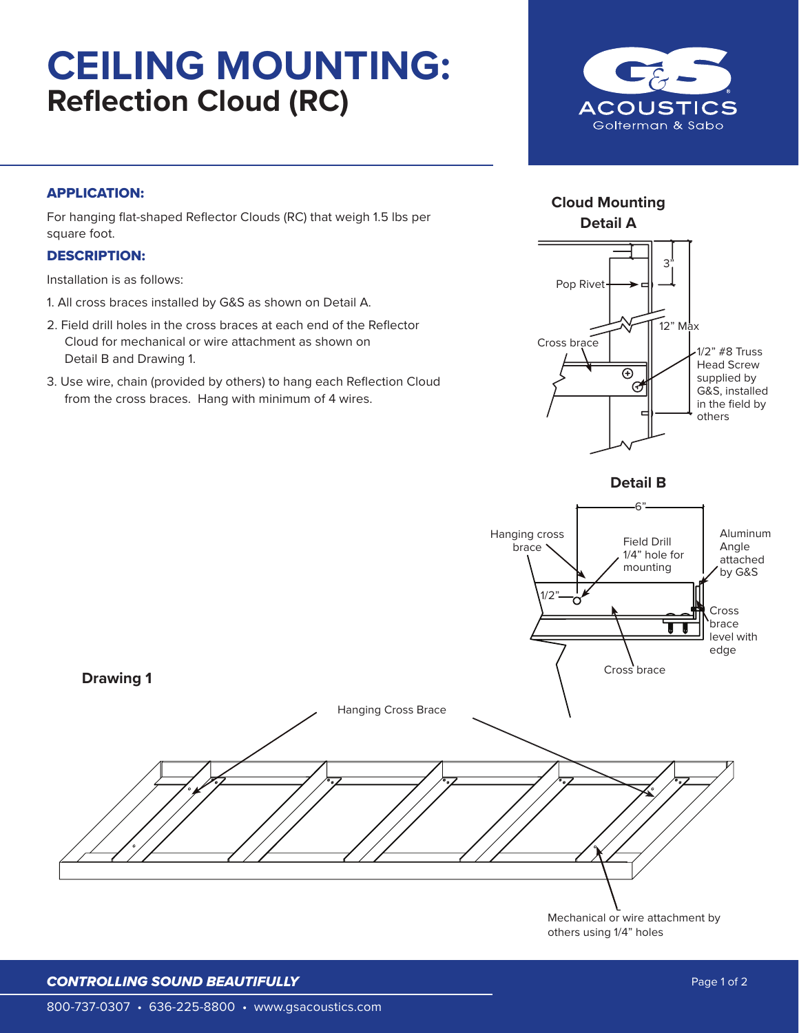# CEILING MOUNTING:
## Reflection Cloud (RC)

G&S ACOUSTICS
Golterman & Sabo

### APPLICATION:

For hanging flat-shaped Reflector Clouds (RC) that weigh 1.5 lbs per square foot.

### DESCRIPTION:

Installation is as follows:

1. All cross braces installed by G&S as shown on Detail A.
2. Field drill holes in the cross braces at each end of the Reflector Cloud for mechanical or wire attachment as shown on Detail B and Drawing 1.
3. Use wire, chain (provided by others) to hang each Reflection Cloud from the cross braces. Hang with minimum of 4 wires.

**Cloud Mounting Detail A**

3"
Pop Rivet
12" Max
Cross brace
1/2" #8 Truss Head Screw supplied by G&S, installed in the field by others

**Detail B**

6"
Hanging cross brace
Field Drill 1/4" hole for mounting
Aluminum Angle attached by G&S
1/2"
Cross brace level with edge
Cross brace

**Drawing 1**

Hanging Cross Brace

Mechanical or wire attachment by others using 1/4" holes

*CONTROLLING SOUND BEAUTIFULLY*

800-737-0307 • 636-225-8800 • www.gsacoustics.com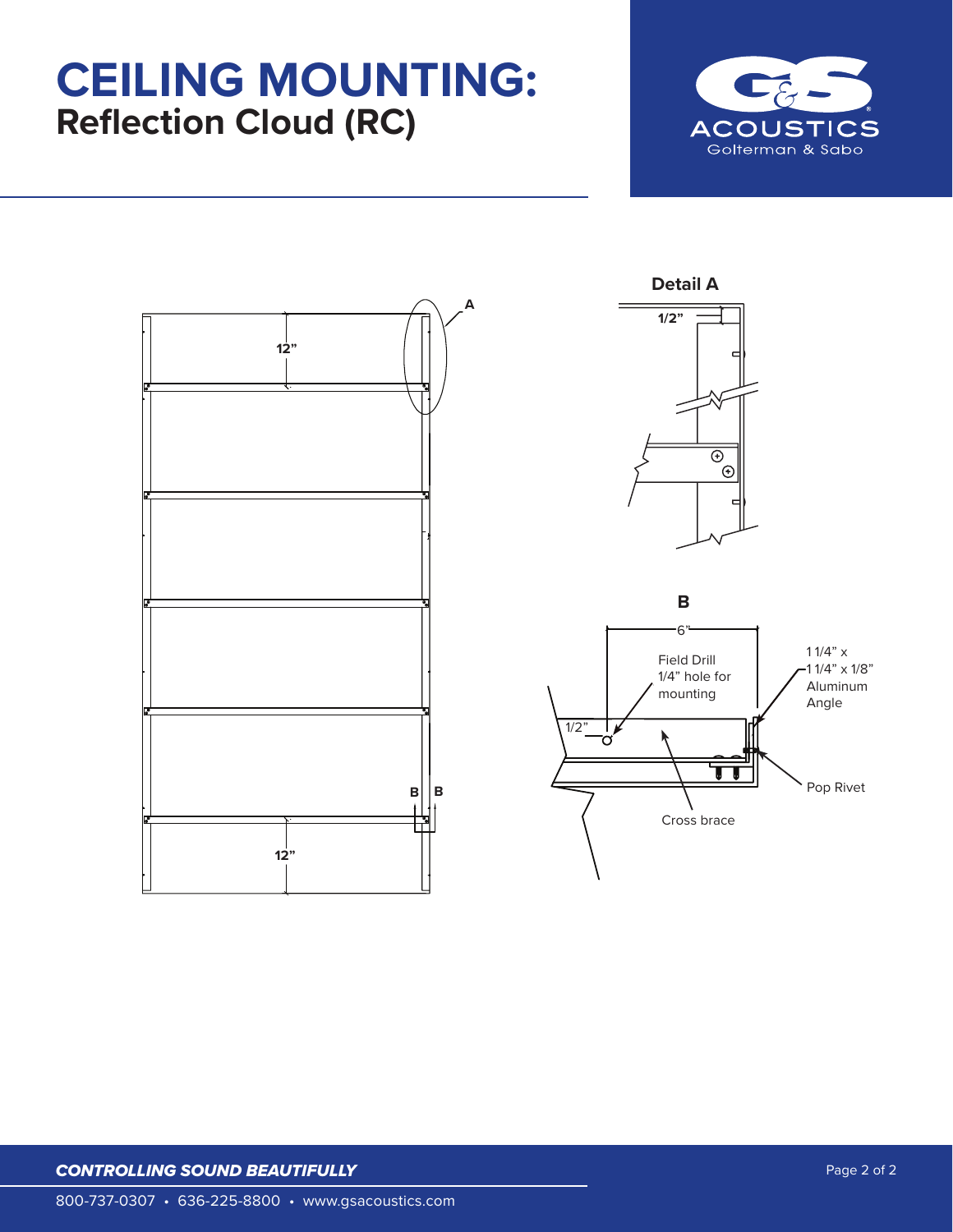# CEILING MOUNTING:
## Reflection Cloud (RC)

A

12”

B B

12”

**Detail A**

1/2”

**B**

6”

Field Drill 1/4” hole for mounting

1/2”

Cross brace

1 1/4” x 1 1/4” x 1/8” Aluminum Angle

Pop Rivet

***CONTROLLING SOUND BEAUTIFULLY***

800-737-0307 • 636-225-8800 • www.gsacoustics.com